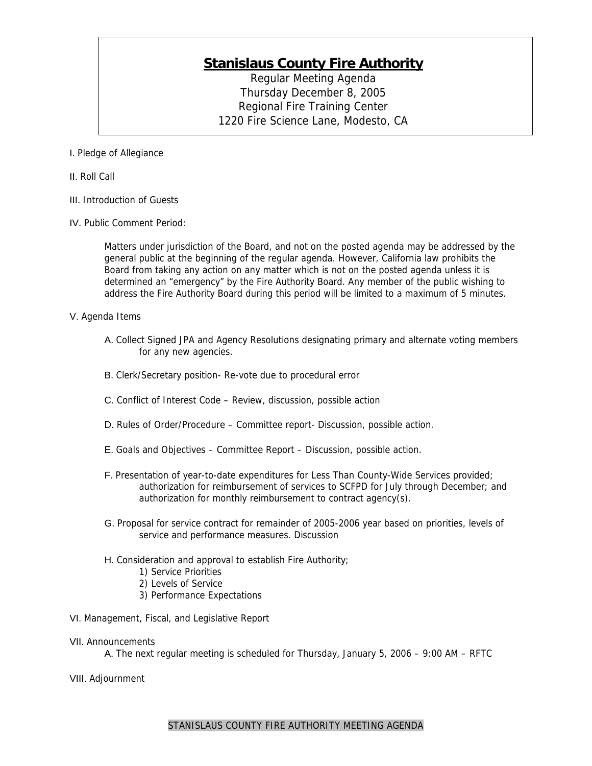# Stanislaus County Fire Authority

Regular Meeting Agenda
Thursday December 8, 2005
Regional Fire Training Center
1220 Fire Science Lane, Modesto, CA

I. Pledge of Allegiance

II. Roll Call

III. Introduction of Guests

IV. Public Comment Period:

> Matters under jurisdiction of the Board, and not on the posted agenda may be addressed by the general public at the beginning of the regular agenda. However, California law prohibits the Board from taking any action on any matter which is not on the posted agenda unless it is determined an "emergency" by the Fire Authority Board. Any member of the public wishing to address the Fire Authority Board during this period will be limited to a maximum of 5 minutes.

V. Agenda Items

- A. Collect Signed JPA and Agency Resolutions designating primary and alternate voting members for any new agencies.
- B. Clerk/Secretary position- Re-vote due to procedural error
- C. Conflict of Interest Code – Review, discussion, possible action
- D. Rules of Order/Procedure – Committee report- Discussion, possible action.
- E. Goals and Objectives – Committee Report – Discussion, possible action.
- F. Presentation of year-to-date expenditures for Less Than County-Wide Services provided; authorization for reimbursement of services to SCFPD for July through December; and authorization for monthly reimbursement to contract agency(s).
- G. Proposal for service contract for remainder of 2005-2006 year based on priorities, levels of service and performance measures. Discussion
- H. Consideration and approval to establish Fire Authority;
  1) Service Priorities
  2) Levels of Service
  3) Performance Expectations

VI. Management, Fiscal, and Legislative Report

VII. Announcements

- A. The next regular meeting is scheduled for Thursday, January 5, 2006 – 9:00 AM – RFTC

VIII. Adjournment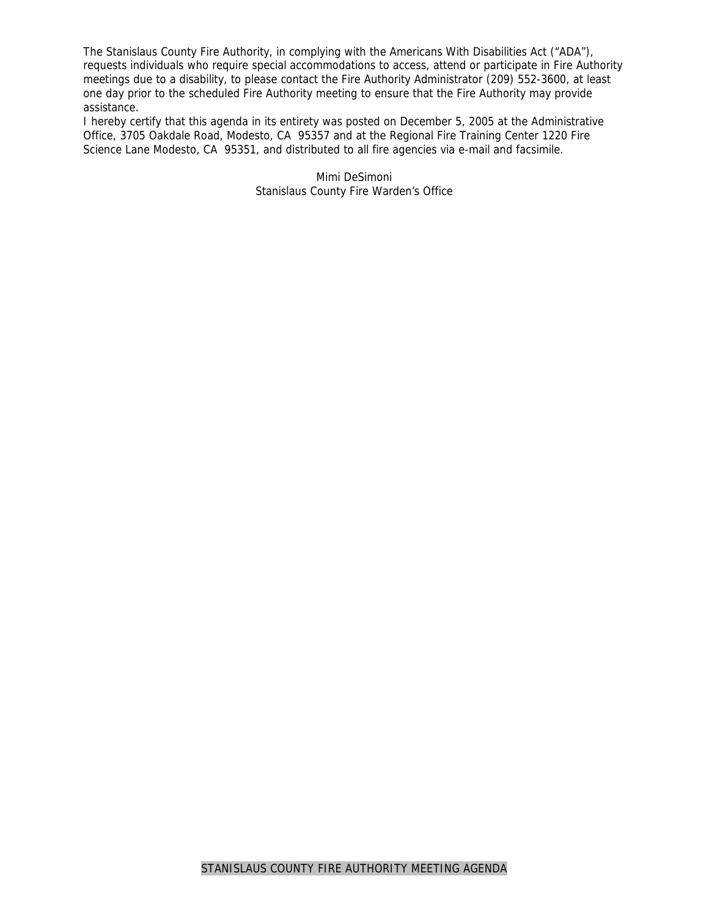The Stanislaus County Fire Authority, in complying with the Americans With Disabilities Act ("ADA"), requests individuals who require special accommodations to access, attend or participate in Fire Authority meetings due to a disability, to please contact the Fire Authority Administrator (209) 552-3600, at least one day prior to the scheduled Fire Authority meeting to ensure that the Fire Authority may provide assistance.

I hereby certify that this agenda in its entirety was posted on December 5, 2005 at the Administrative Office, 3705 Oakdale Road, Modesto, CA 95357 and at the Regional Fire Training Center 1220 Fire Science Lane Modesto, CA 95351, and distributed to all fire agencies via e-mail and facsimile.

Mimi DeSimoni
Stanislaus County Fire Warden's Office